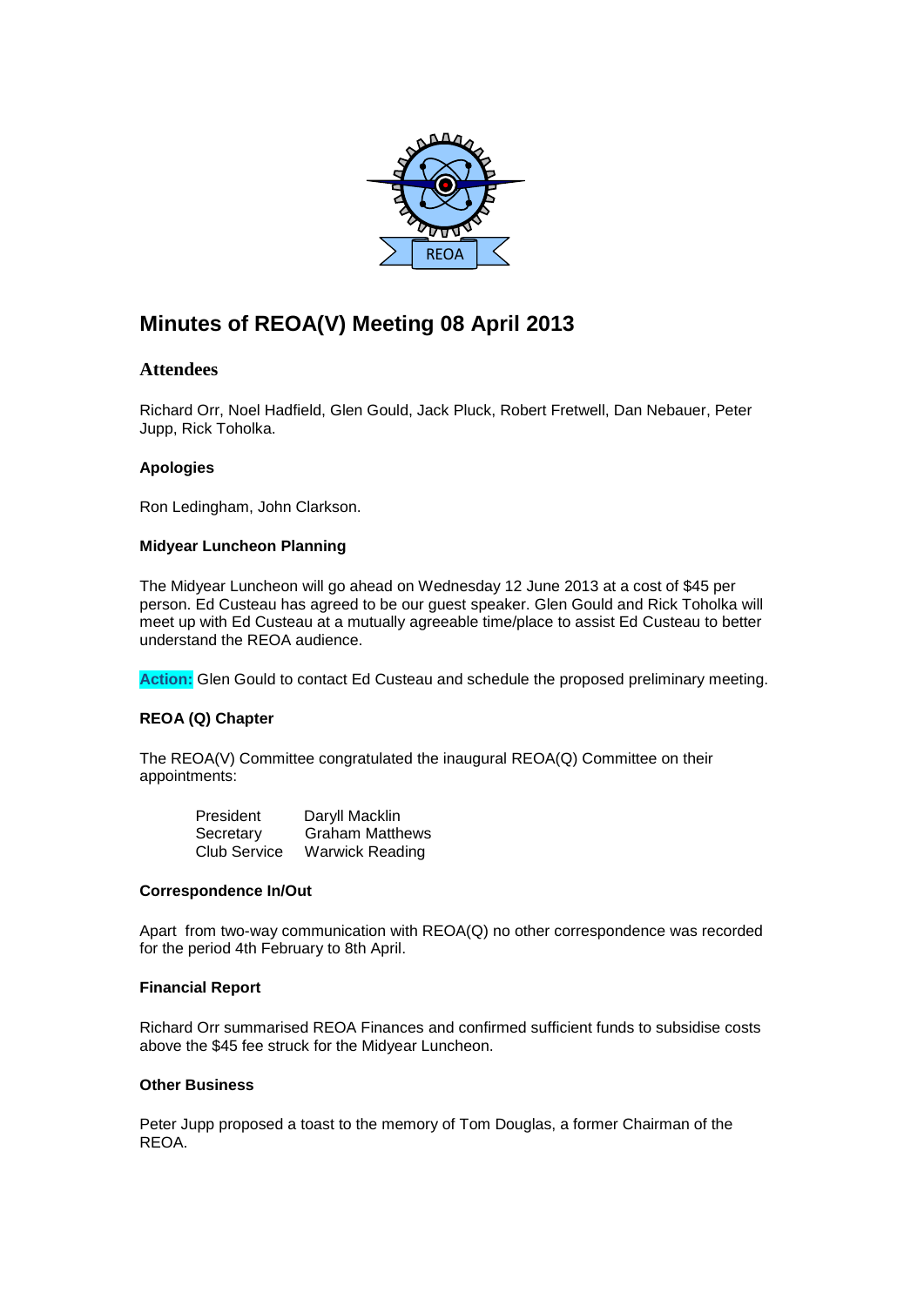# Minutes of REOA(V) Meeting 08 April 2013

## Attendees

Richard Orr, Noel Hadfield, Glen Gould, Jack Pluck, Robert Fretwell, Dan Nebauer, Peter Jupp, Rick Toholka.

### Apologies

Ron Ledingham, John Clarkson.

### Midyear Luncheon Planning

The Midyear Luncheon will go ahead on Wednesday 12 June 2013 at a cost of $45 per person. Ed Custeau has agreed to be our guest speaker. Glen Gould and Rick Toholka will meet up with Ed Custeau at a mutually agreeable time/place to assist Ed Custeau to better understand the REOA audience.

**Action:** Glen Gould to contact Ed Custeau and schedule the proposed preliminary meeting.

### REOA (Q) Chapter

The REOA(V) Committee congratulated the inaugural REOA(Q) Committee on their appointments:

| | |
|---|---|
| President | Daryll Macklin |
| Secretary | Graham Matthews |
| Club Service | Warwick Reading |

### Correspondence In/Out

Apart from two-way communication with REOA(Q) no other correspondence was recorded for the period 4th February to 8th April.

### Financial Report

Richard Orr summarised REOA Finances and confirmed sufficient funds to subsidise costs above the $45 fee struck for the Midyear Luncheon.

### Other Business

Peter Jupp proposed a toast to the memory of Tom Douglas, a former Chairman of the REOA.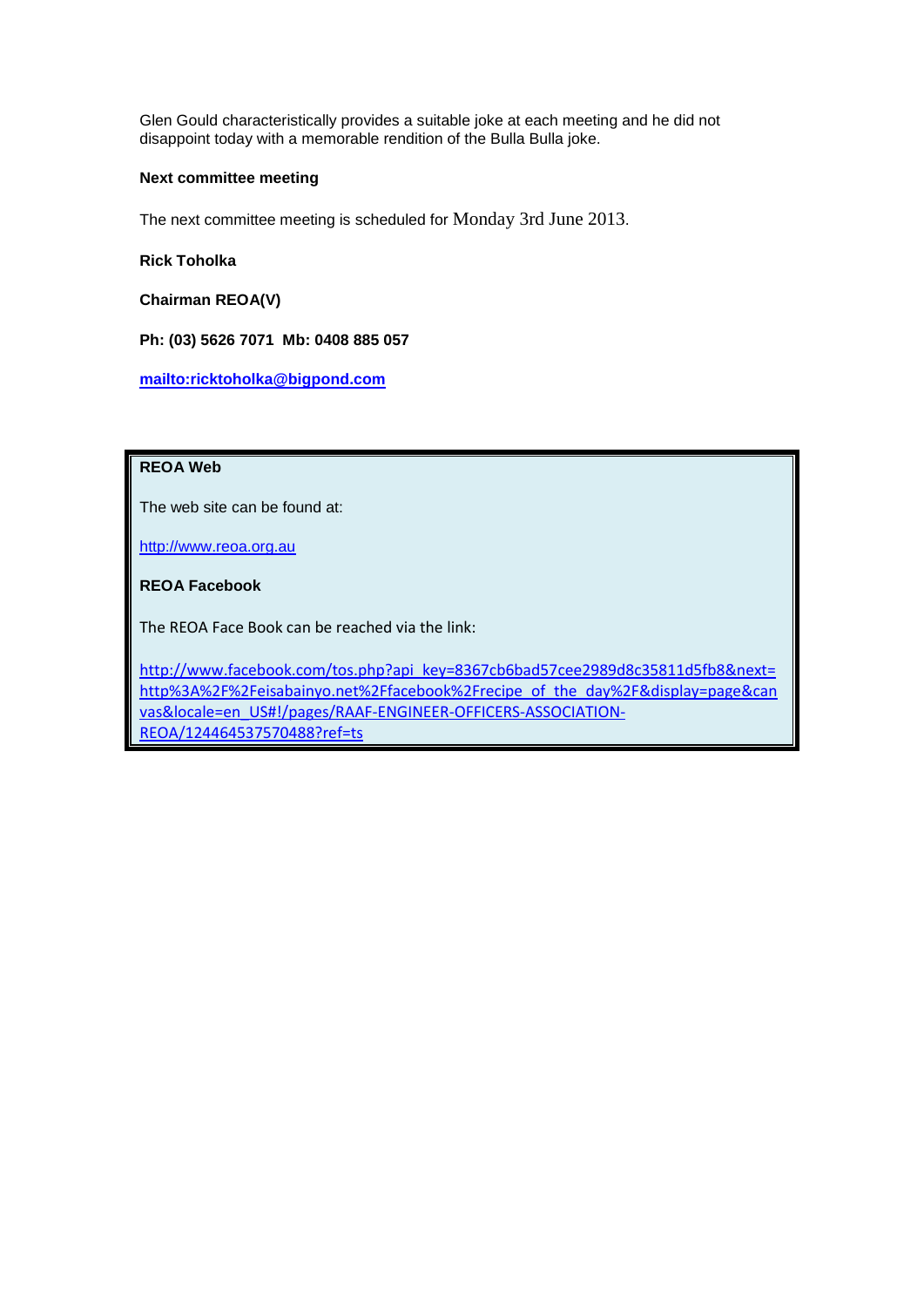Glen Gould characteristically provides a suitable joke at each meeting and he did not disappoint today with a memorable rendition of the Bulla Bulla joke.

**Next committee meeting**

The next committee meeting is scheduled for Monday 3rd June 2013.

**Rick Toholka**

**Chairman REOA(V)**

**Ph: (03) 5626 7071 Mb: 0408 885 057**

**mailto:ricktoholka@bigpond.com**

**REOA Web**

The web site can be found at:

http://www.reoa.org.au

**REOA Facebook**

The REOA Face Book can be reached via the link:

http://www.facebook.com/tos.php?api_key=8367cb6bad57cee2989d8c35811d5fb8&next=http%3A%2F%2Feisabainyo.net%2Ffacebook%2Frecipe_of_the_day%2F&display=page&canvas&locale=en_US#!/pages/RAAF-ENGINEER-OFFICERS-ASSOCIATION-REOA/124464537570488?ref=ts